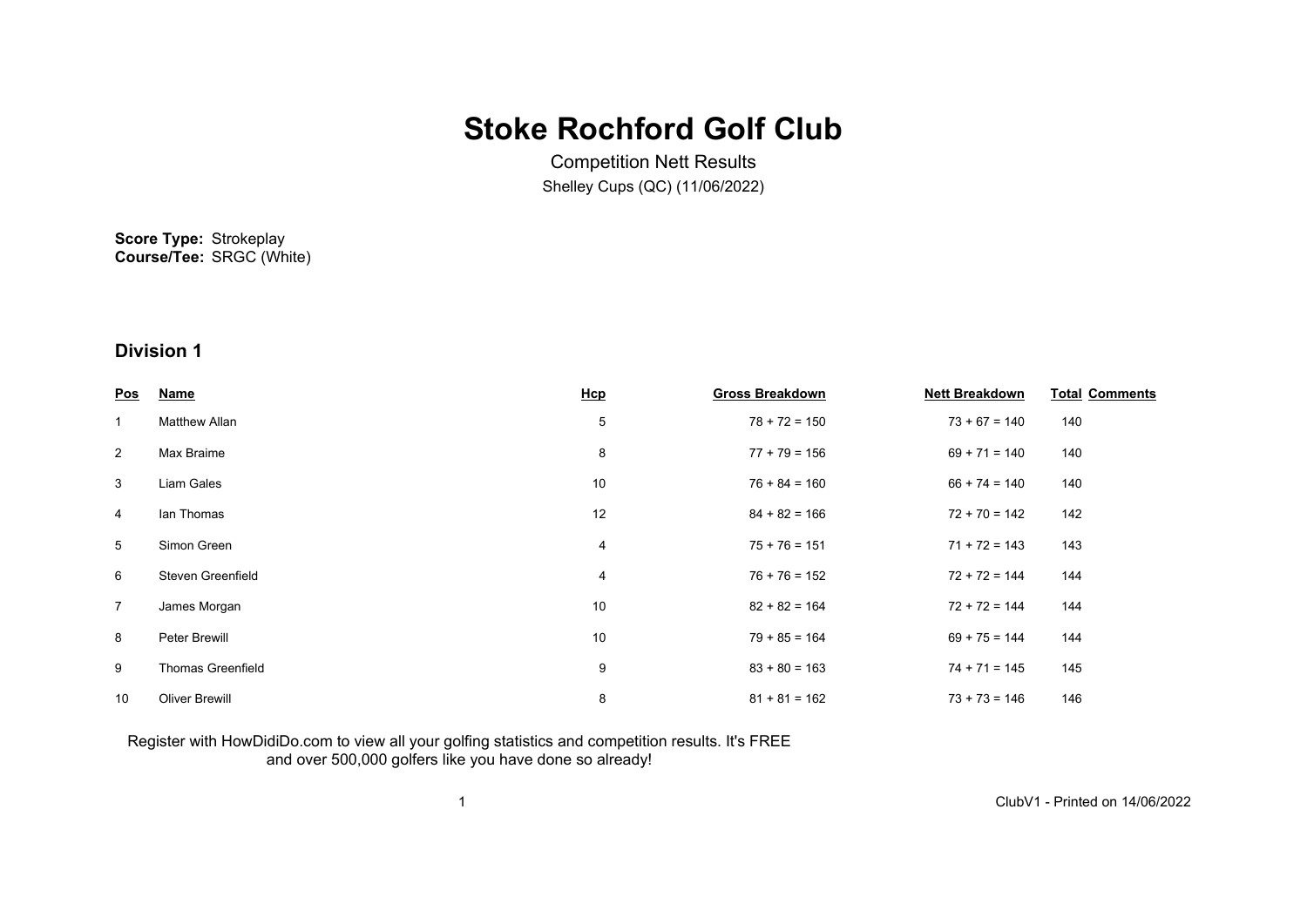# Stoke Rochford Golf Club

Competition Nett Results

Shelley Cups (QC) (11/06/2022)

**Score Type:** Strokeplay
**Course/Tee:** SRGC (White)

## Division 1

| Pos | Name | Hcp | Gross Breakdown | Nett Breakdown | Total | Comments |
|---|---|---|---|---|---|---|
| 1 | Matthew Allan | 5 | 78 + 72 = 150 | 73 + 67 = 140 | 140 | |
| 2 | Max Braime | 8 | 77 + 79 = 156 | 69 + 71 = 140 | 140 | |
| 3 | Liam Gales | 10 | 76 + 84 = 160 | 66 + 74 = 140 | 140 | |
| 4 | Ian Thomas | 12 | 84 + 82 = 166 | 72 + 70 = 142 | 142 | |
| 5 | Simon Green | 4 | 75 + 76 = 151 | 71 + 72 = 143 | 143 | |
| 6 | Steven Greenfield | 4 | 76 + 76 = 152 | 72 + 72 = 144 | 144 | |
| 7 | James Morgan | 10 | 82 + 82 = 164 | 72 + 72 = 144 | 144 | |
| 8 | Peter Brewill | 10 | 79 + 85 = 164 | 69 + 75 = 144 | 144 | |
| 9 | Thomas Greenfield | 9 | 83 + 80 = 163 | 74 + 71 = 145 | 145 | |
| 10 | Oliver Brewill | 8 | 81 + 81 = 162 | 73 + 73 = 146 | 146 | |

Register with HowDidiDo.com to view all your golfing statistics and competition results. It's FREE and over 500,000 golfers like you have done so already!

ClubV1 - Printed on 14/06/2022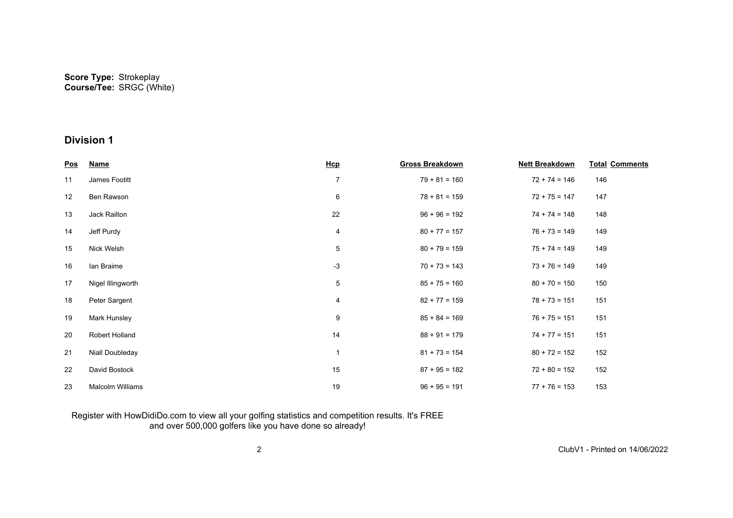**Score Type:** Strokeplay
**Course/Tee:** SRGC (White)

## Division 1

| Pos | Name | Hcp | Gross Breakdown | Nett Breakdown | Total | Comments |
|---|---|---|---|---|---|---|
| 11 | James Footitt | 7 | 79 + 81 = 160 | 72 + 74 = 146 | 146 | |
| 12 | Ben Rawson | 6 | 78 + 81 = 159 | 72 + 75 = 147 | 147 | |
| 13 | Jack Railton | 22 | 96 + 96 = 192 | 74 + 74 = 148 | 148 | |
| 14 | Jeff Purdy | 4 | 80 + 77 = 157 | 76 + 73 = 149 | 149 | |
| 15 | Nick Welsh | 5 | 80 + 79 = 159 | 75 + 74 = 149 | 149 | |
| 16 | Ian Braime | -3 | 70 + 73 = 143 | 73 + 76 = 149 | 149 | |
| 17 | Nigel Illingworth | 5 | 85 + 75 = 160 | 80 + 70 = 150 | 150 | |
| 18 | Peter Sargent | 4 | 82 + 77 = 159 | 78 + 73 = 151 | 151 | |
| 19 | Mark Hunsley | 9 | 85 + 84 = 169 | 76 + 75 = 151 | 151 | |
| 20 | Robert Holland | 14 | 88 + 91 = 179 | 74 + 77 = 151 | 151 | |
| 21 | Niall Doubleday | 1 | 81 + 73 = 154 | 80 + 72 = 152 | 152 | |
| 22 | David Bostock | 15 | 87 + 95 = 182 | 72 + 80 = 152 | 152 | |
| 23 | Malcolm Williams | 19 | 96 + 95 = 191 | 77 + 76 = 153 | 153 | |

Register with HowDidiDo.com to view all your golfing statistics and competition results. It's FREE and over 500,000 golfers like you have done so already!

ClubV1 - Printed on 14/06/2022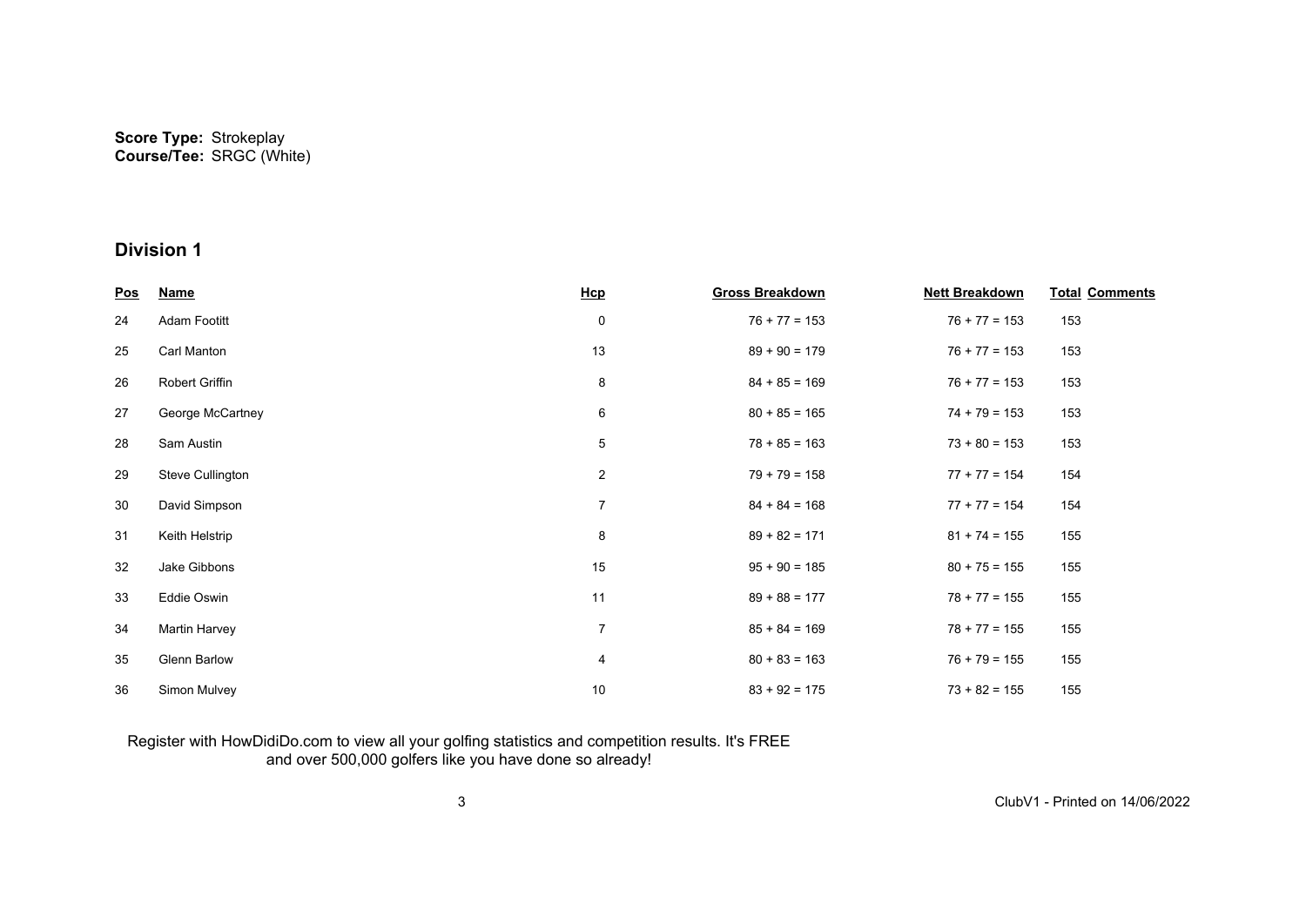**Score Type:** Strokeplay
**Course/Tee:** SRGC (White)

## Division 1

| Pos | Name | Hcp | Gross Breakdown | Nett Breakdown | Total | Comments |
|---|---|---|---|---|---|---|
| 24 | Adam Footitt | 0 | 76 + 77 = 153 | 76 + 77 = 153 | 153 | |
| 25 | Carl Manton | 13 | 89 + 90 = 179 | 76 + 77 = 153 | 153 | |
| 26 | Robert Griffin | 8 | 84 + 85 = 169 | 76 + 77 = 153 | 153 | |
| 27 | George McCartney | 6 | 80 + 85 = 165 | 74 + 79 = 153 | 153 | |
| 28 | Sam Austin | 5 | 78 + 85 = 163 | 73 + 80 = 153 | 153 | |
| 29 | Steve Cullington | 2 | 79 + 79 = 158 | 77 + 77 = 154 | 154 | |
| 30 | David Simpson | 7 | 84 + 84 = 168 | 77 + 77 = 154 | 154 | |
| 31 | Keith Helstrip | 8 | 89 + 82 = 171 | 81 + 74 = 155 | 155 | |
| 32 | Jake Gibbons | 15 | 95 + 90 = 185 | 80 + 75 = 155 | 155 | |
| 33 | Eddie Oswin | 11 | 89 + 88 = 177 | 78 + 77 = 155 | 155 | |
| 34 | Martin Harvey | 7 | 85 + 84 = 169 | 78 + 77 = 155 | 155 | |
| 35 | Glenn Barlow | 4 | 80 + 83 = 163 | 76 + 79 = 155 | 155 | |
| 36 | Simon Mulvey | 10 | 83 + 92 = 175 | 73 + 82 = 155 | 155 | |

Register with HowDidiDo.com to view all your golfing statistics and competition results. It's FREE and over 500,000 golfers like you have done so already!

ClubV1 - Printed on 14/06/2022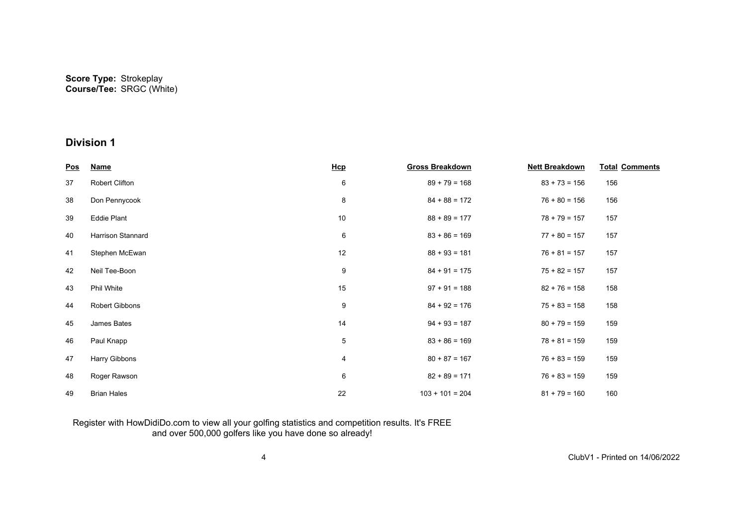**Score Type:** Strokeplay
**Course/Tee:** SRGC (White)

## Division 1

| Pos | Name | Hcp | Gross Breakdown | Nett Breakdown | Total | Comments |
|---|---|---|---|---|---|---|
| 37 | Robert Clifton | 6 | 89 + 79 = 168 | 83 + 73 = 156 | 156 | |
| 38 | Don Pennycook | 8 | 84 + 88 = 172 | 76 + 80 = 156 | 156 | |
| 39 | Eddie Plant | 10 | 88 + 89 = 177 | 78 + 79 = 157 | 157 | |
| 40 | Harrison Stannard | 6 | 83 + 86 = 169 | 77 + 80 = 157 | 157 | |
| 41 | Stephen McEwan | 12 | 88 + 93 = 181 | 76 + 81 = 157 | 157 | |
| 42 | Neil Tee-Boon | 9 | 84 + 91 = 175 | 75 + 82 = 157 | 157 | |
| 43 | Phil White | 15 | 97 + 91 = 188 | 82 + 76 = 158 | 158 | |
| 44 | Robert Gibbons | 9 | 84 + 92 = 176 | 75 + 83 = 158 | 158 | |
| 45 | James Bates | 14 | 94 + 93 = 187 | 80 + 79 = 159 | 159 | |
| 46 | Paul Knapp | 5 | 83 + 86 = 169 | 78 + 81 = 159 | 159 | |
| 47 | Harry Gibbons | 4 | 80 + 87 = 167 | 76 + 83 = 159 | 159 | |
| 48 | Roger Rawson | 6 | 82 + 89 = 171 | 76 + 83 = 159 | 159 | |
| 49 | Brian Hales | 22 | 103 + 101 = 204 | 81 + 79 = 160 | 160 | |

Register with HowDidiDo.com to view all your golfing statistics and competition results. It's FREE and over 500,000 golfers like you have done so already!

ClubV1 - Printed on 14/06/2022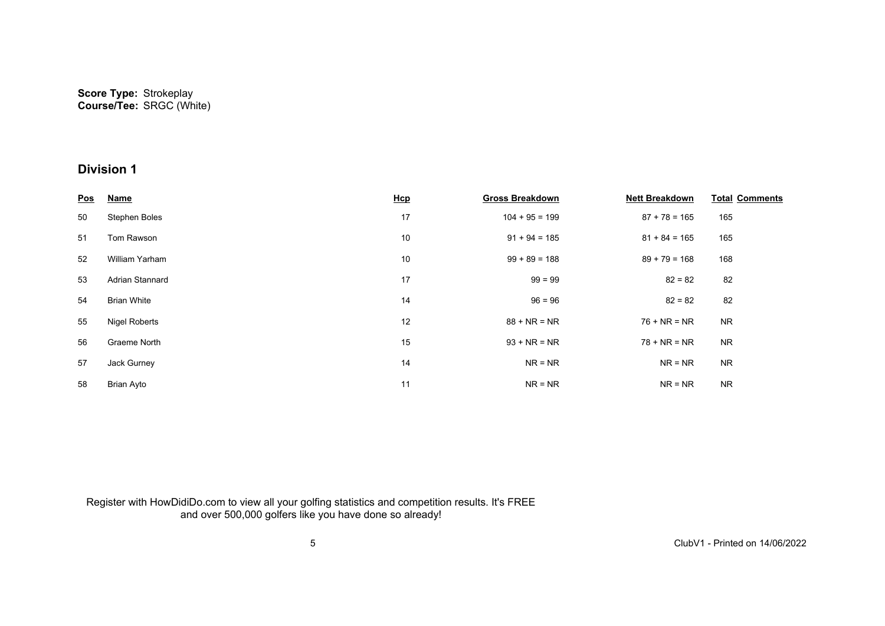**Score Type:** Strokeplay
**Course/Tee:** SRGC (White)

## Division 1

| Pos | Name | Hcp | Gross Breakdown | Nett Breakdown | Total | Comments |
|---|---|---|---|---|---|---|
| 50 | Stephen Boles | 17 | 104 + 95 = 199 | 87 + 78 = 165 | 165 | |
| 51 | Tom Rawson | 10 | 91 + 94 = 185 | 81 + 84 = 165 | 165 | |
| 52 | William Yarham | 10 | 99 + 89 = 188 | 89 + 79 = 168 | 168 | |
| 53 | Adrian Stannard | 17 | 99 = 99 | 82 = 82 | 82 | |
| 54 | Brian White | 14 | 96 = 96 | 82 = 82 | 82 | |
| 55 | Nigel Roberts | 12 | 88 + NR = NR | 76 + NR = NR | NR | |
| 56 | Graeme North | 15 | 93 + NR = NR | 78 + NR = NR | NR | |
| 57 | Jack Gurney | 14 | NR = NR | NR = NR | NR | |
| 58 | Brian Ayto | 11 | NR = NR | NR = NR | NR | |

Register with HowDidiDo.com to view all your golfing statistics and competition results. It's FREE and over 500,000 golfers like you have done so already!

ClubV1 - Printed on 14/06/2022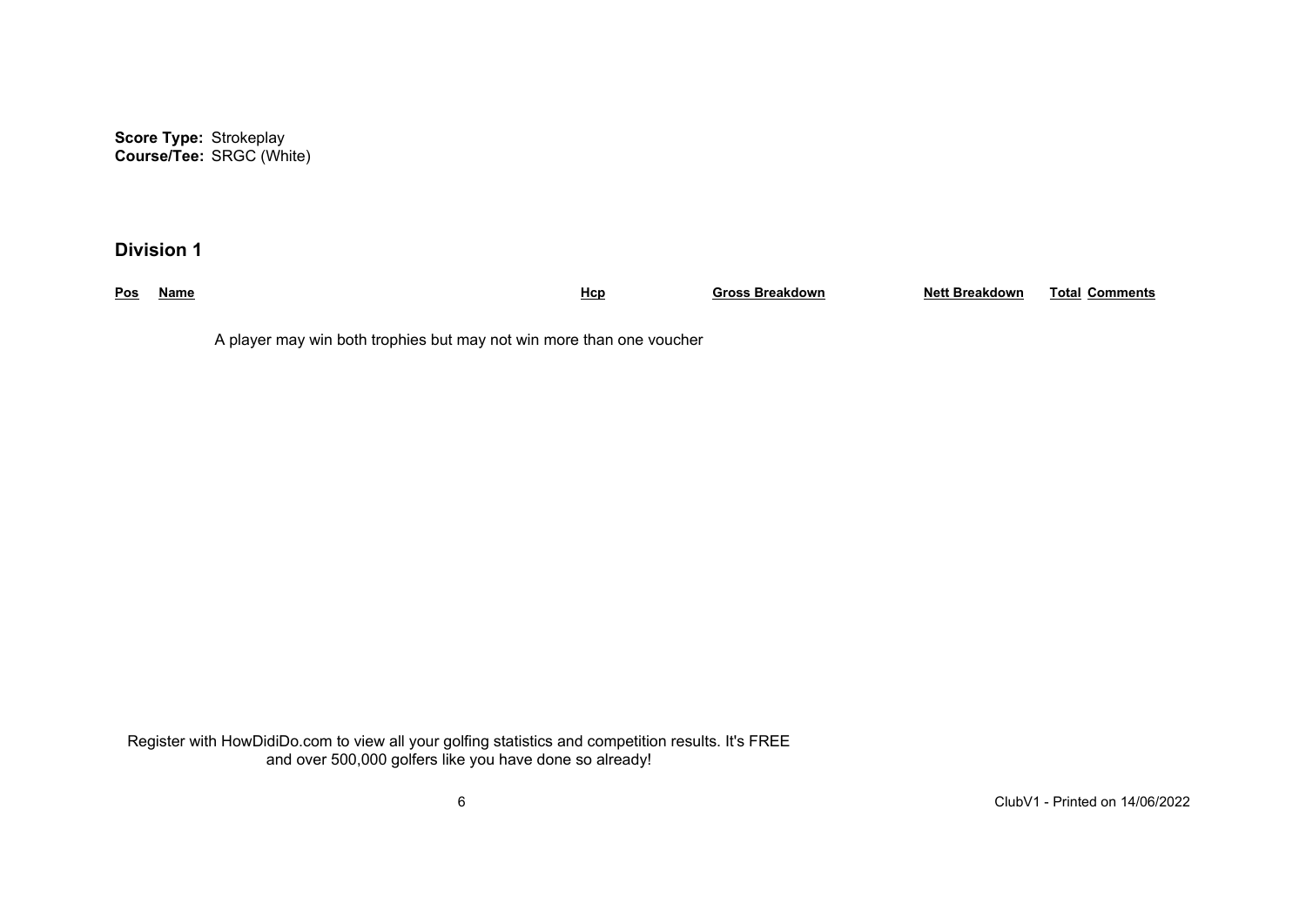**Score Type:** Strokeplay
**Course/Tee:** SRGC (White)

## Division 1

| Pos | Name | Hcp | Gross Breakdown | Nett Breakdown | Total | Comments |
|---|---|---|---|---|---|---|

A player may win both trophies but may not win more than one voucher

Register with HowDidiDo.com to view all your golfing statistics and competition results. It's FREE and over 500,000 golfers like you have done so already!

ClubV1 - Printed on 14/06/2022